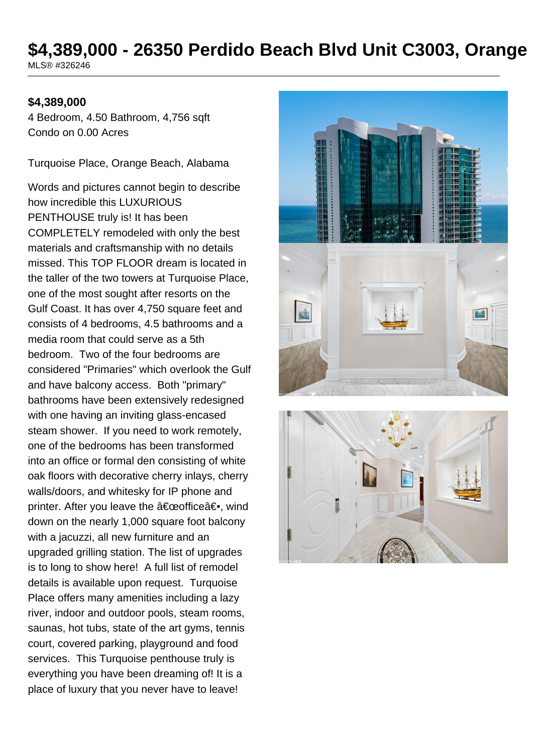# $4,389,000 - 26350 Perdido Beach Blvd Unit C3003, Orange

MLS® #326246

**$4,389,000**

4 Bedroom, 4.50 Bathroom, 4,756 sqft

Condo on 0.00 Acres

Turquoise Place, Orange Beach, Alabama

Words and pictures cannot begin to describe how incredible this LUXURIOUS PENTHOUSE truly is! It has been COMPLETELY remodeled with only the best materials and craftsmanship with no details missed. This TOP FLOOR dream is located in the taller of the two towers at Turquoise Place, one of the most sought after resorts on the Gulf Coast. It has over 4,750 square feet and consists of 4 bedrooms, 4.5 bathrooms and a media room that could serve as a 5th bedroom. Two of the four bedrooms are considered "Primaries" which overlook the Gulf and have balcony access. Both "primary" bathrooms have been extensively redesigned with one having an inviting glass-encased steam shower. If you need to work remotely, one of the bedrooms has been transformed into an office or formal den consisting of white oak floors with decorative cherry inlays, cherry walls/doors, and whitesky for IP phone and printer. After you leave the â€œofficeâ€•, wind down on the nearly 1,000 square foot balcony with a jacuzzi, all new furniture and an upgraded grilling station. The list of upgrades is to long to show here! A full list of remodel details is available upon request. Turquoise Place offers many amenities including a lazy river, indoor and outdoor pools, steam rooms, saunas, hot tubs, state of the art gyms, tennis court, covered parking, playground and food services. This Turquoise penthouse truly is everything you have been dreaming of! It is a place of luxury that you never have to leave!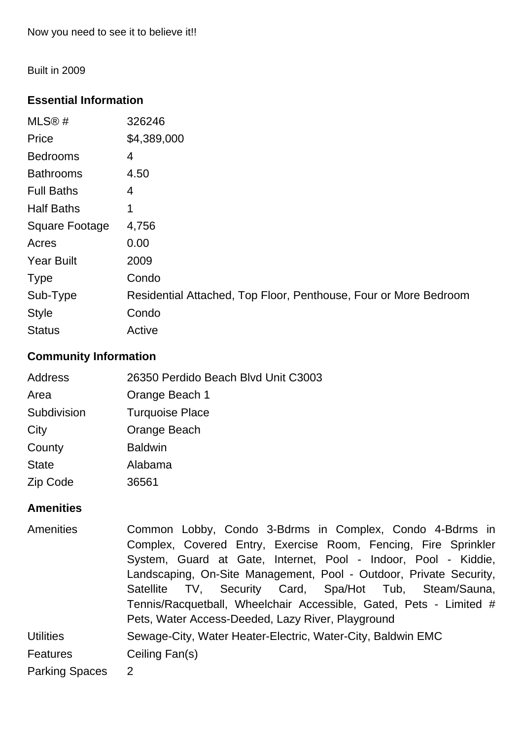Now you need to see it to believe it!!

Built in 2009

### Essential Information

| | |
|---|---|
| MLS® # | 326246 |
| Price | $4,389,000 |
| Bedrooms | 4 |
| Bathrooms | 4.50 |
| Full Baths | 4 |
| Half Baths | 1 |
| Square Footage | 4,756 |
| Acres | 0.00 |
| Year Built | 2009 |
| Type | Condo |
| Sub-Type | Residential Attached, Top Floor, Penthouse, Four or More Bedroom |
| Style | Condo |
| Status | Active |

### Community Information

| | |
|---|---|
| Address | 26350 Perdido Beach Blvd Unit C3003 |
| Area | Orange Beach 1 |
| Subdivision | Turquoise Place |
| City | Orange Beach |
| County | Baldwin |
| State | Alabama |
| Zip Code | 36561 |

### Amenities

| | |
|---|---|
| Amenities | Common Lobby, Condo 3-Bdrms in Complex, Condo 4-Bdrms in Complex, Covered Entry, Exercise Room, Fencing, Fire Sprinkler System, Guard at Gate, Internet, Pool - Indoor, Pool - Kiddie, Landscaping, On-Site Management, Pool - Outdoor, Private Security, Satellite TV, Security Card, Spa/Hot Tub, Steam/Sauna, Tennis/Racquetball, Wheelchair Accessible, Gated, Pets - Limited # Pets, Water Access-Deeded, Lazy River, Playground |
| Utilities | Sewage-City, Water Heater-Electric, Water-City, Baldwin EMC |
| Features | Ceiling Fan(s) |
| Parking Spaces | 2 |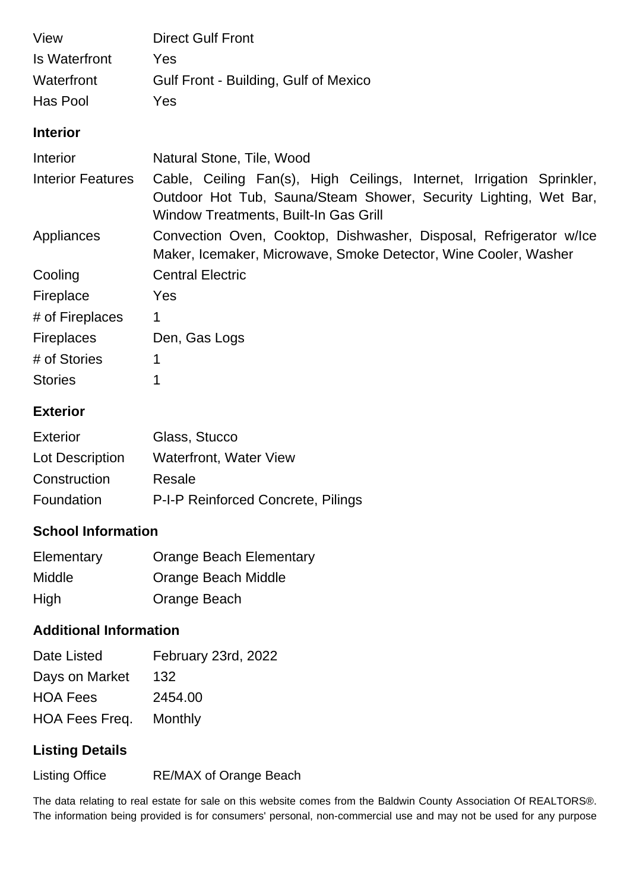| | |
|---|---|
| View | Direct Gulf Front |
| Is Waterfront | Yes |
| Waterfront | Gulf Front - Building, Gulf of Mexico |
| Has Pool | Yes |

## Interior

| | |
|---|---|
| Interior | Natural Stone, Tile, Wood |
| Interior Features | Cable, Ceiling Fan(s), High Ceilings, Internet, Irrigation Sprinkler, Outdoor Hot Tub, Sauna/Steam Shower, Security Lighting, Wet Bar, Window Treatments, Built-In Gas Grill |
| Appliances | Convection Oven, Cooktop, Dishwasher, Disposal, Refrigerator w/Ice Maker, Icemaker, Microwave, Smoke Detector, Wine Cooler, Washer |
| Cooling | Central Electric |
| Fireplace | Yes |
| # of Fireplaces | 1 |
| Fireplaces | Den, Gas Logs |
| # of Stories | 1 |
| Stories | 1 |

## Exterior

| | |
|---|---|
| Exterior | Glass, Stucco |
| Lot Description | Waterfront, Water View |
| Construction | Resale |
| Foundation | P-I-P Reinforced Concrete, Pilings |

## School Information

| | |
|---|---|
| Elementary | Orange Beach Elementary |
| Middle | Orange Beach Middle |
| High | Orange Beach |

## Additional Information

| | |
|---|---|
| Date Listed | February 23rd, 2022 |
| Days on Market | 132 |
| HOA Fees | 2454.00 |
| HOA Fees Freq. | Monthly |

## Listing Details

| | |
|---|---|
| Listing Office | RE/MAX of Orange Beach |

The data relating to real estate for sale on this website comes from the Baldwin County Association Of REALTORS®. The information being provided is for consumers' personal, non-commercial use and may not be used for any purpose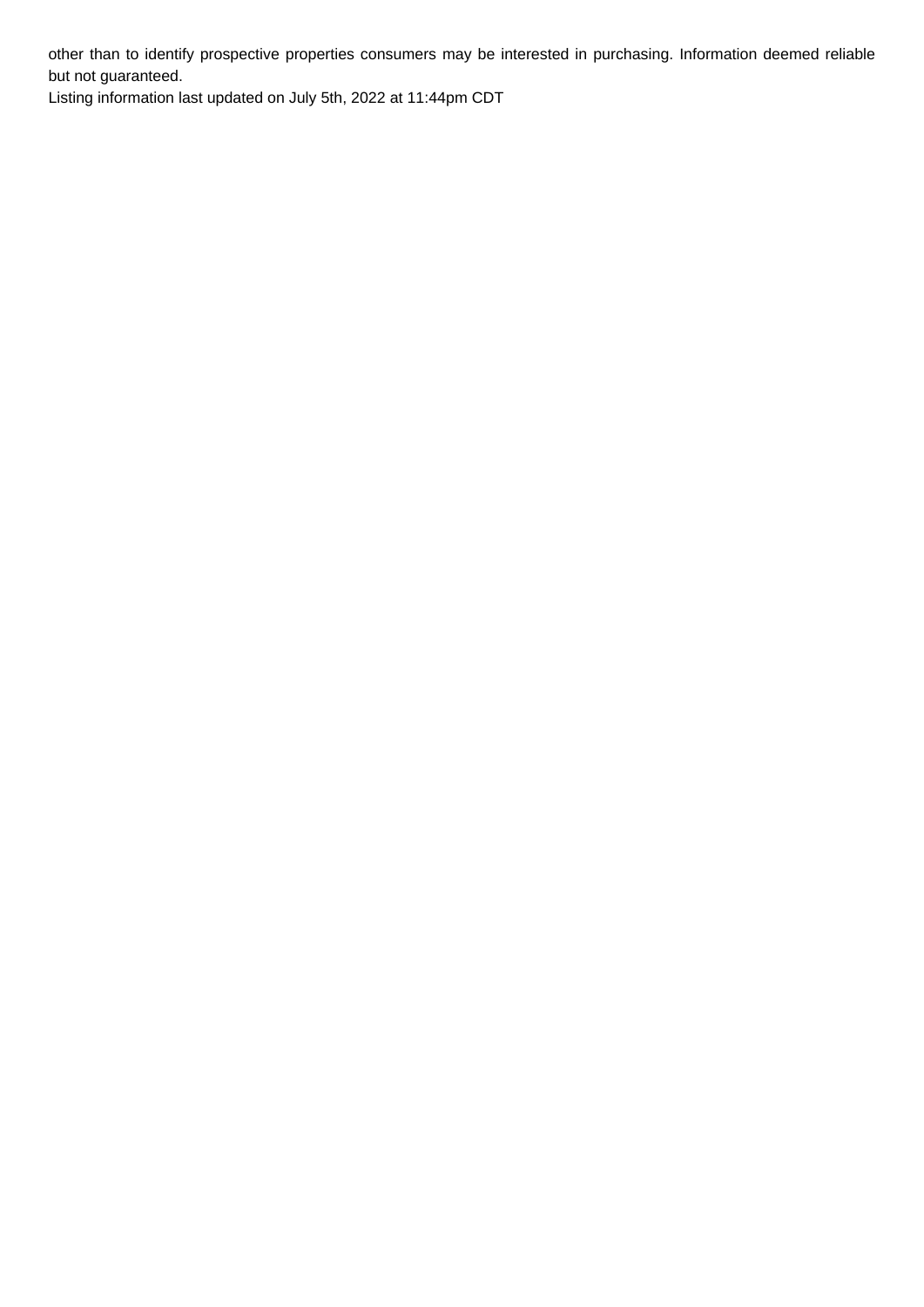other than to identify prospective properties consumers may be interested in purchasing. Information deemed reliable but not guaranteed.

Listing information last updated on July 5th, 2022 at 11:44pm CDT